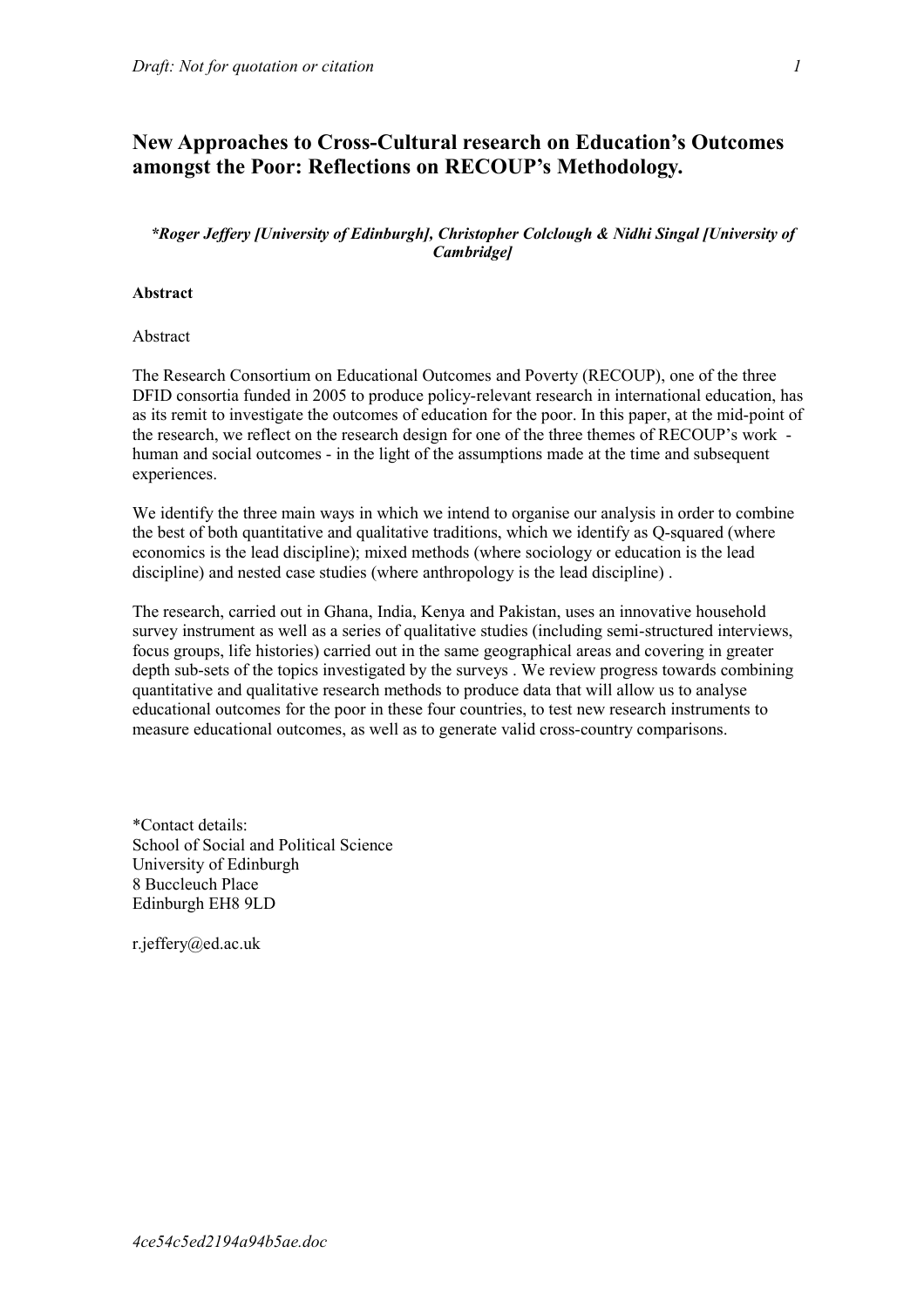# New Approaches to Cross-Cultural research on Education's Outcomes amongst the Poor: Reflections on RECOUP's Methodology.

***Roger Jeffery [University of Edinburgh], Christopher Colclough & Nidhi Singal [University of Cambridge]***

**Abstract**

Abstract

The Research Consortium on Educational Outcomes and Poverty (RECOUP), one of the three DFID consortia funded in 2005 to produce policy-relevant research in international education, has as its remit to investigate the outcomes of education for the poor. In this paper, at the mid-point of the research, we reflect on the research design for one of the three themes of RECOUP's work - human and social outcomes - in the light of the assumptions made at the time and subsequent experiences.

We identify the three main ways in which we intend to organise our analysis in order to combine the best of both quantitative and qualitative traditions, which we identify as Q-squared (where economics is the lead discipline); mixed methods (where sociology or education is the lead discipline) and nested case studies (where anthropology is the lead discipline) .

The research, carried out in Ghana, India, Kenya and Pakistan, uses an innovative household survey instrument as well as a series of qualitative studies (including semi-structured interviews, focus groups, life histories) carried out in the same geographical areas and covering in greater depth sub-sets of the topics investigated by the surveys . We review progress towards combining quantitative and qualitative research methods to produce data that will allow us to analyse educational outcomes for the poor in these four countries, to test new research instruments to measure educational outcomes, as well as to generate valid cross-country comparisons.

*Contact details:
School of Social and Political Science
University of Edinburgh
8 Buccleuch Place
Edinburgh EH8 9LD

r.jeffery@ed.ac.uk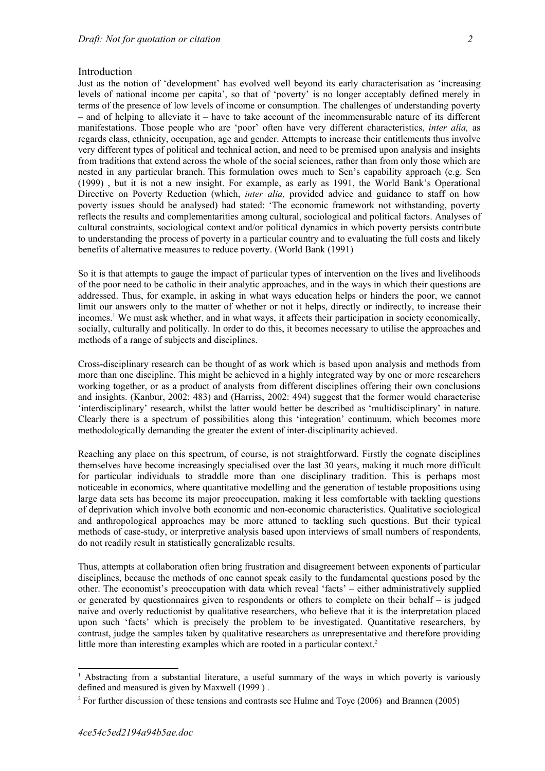## Introduction

Just as the notion of 'development' has evolved well beyond its early characterisation as 'increasing levels of national income per capita', so that of 'poverty' is no longer acceptably defined merely in terms of the presence of low levels of income or consumption. The challenges of understanding poverty – and of helping to alleviate it – have to take account of the incommensurable nature of its different manifestations. Those people who are 'poor' often have very different characteristics, *inter alia,* as regards class, ethnicity, occupation, age and gender. Attempts to increase their entitlements thus involve very different types of political and technical action, and need to be premised upon analysis and insights from traditions that extend across the whole of the social sciences, rather than from only those which are nested in any particular branch. This formulation owes much to Sen's capability approach (e.g. Sen (1999) , but it is not a new insight. For example, as early as 1991, the World Bank's Operational Directive on Poverty Reduction (which, *inter alia,* provided advice and guidance to staff on how poverty issues should be analysed) had stated: 'The economic framework not withstanding, poverty reflects the results and complementarities among cultural, sociological and political factors. Analyses of cultural constraints, sociological context and/or political dynamics in which poverty persists contribute to understanding the process of poverty in a particular country and to evaluating the full costs and likely benefits of alternative measures to reduce poverty. (World Bank (1991)

So it is that attempts to gauge the impact of particular types of intervention on the lives and livelihoods of the poor need to be catholic in their analytic approaches, and in the ways in which their questions are addressed. Thus, for example, in asking in what ways education helps or hinders the poor, we cannot limit our answers only to the matter of whether or not it helps, directly or indirectly, to increase their incomes.[1] We must ask whether, and in what ways, it affects their participation in society economically, socially, culturally and politically. In order to do this, it becomes necessary to utilise the approaches and methods of a range of subjects and disciplines.

Cross-disciplinary research can be thought of as work which is based upon analysis and methods from more than one discipline. This might be achieved in a highly integrated way by one or more researchers working together, or as a product of analysts from different disciplines offering their own conclusions and insights. (Kanbur, 2002: 483) and (Harriss, 2002: 494) suggest that the former would characterise 'interdisciplinary' research, whilst the latter would better be described as 'multidisciplinary' in nature. Clearly there is a spectrum of possibilities along this 'integration' continuum, which becomes more methodologically demanding the greater the extent of inter-disciplinarity achieved.

Reaching any place on this spectrum, of course, is not straightforward. Firstly the cognate disciplines themselves have become increasingly specialised over the last 30 years, making it much more difficult for particular individuals to straddle more than one disciplinary tradition. This is perhaps most noticeable in economics, where quantitative modelling and the generation of testable propositions using large data sets has become its major preoccupation, making it less comfortable with tackling questions of deprivation which involve both economic and non-economic characteristics. Qualitative sociological and anthropological approaches may be more attuned to tackling such questions. But their typical methods of case-study, or interpretive analysis based upon interviews of small numbers of respondents, do not readily result in statistically generalizable results.

Thus, attempts at collaboration often bring frustration and disagreement between exponents of particular disciplines, because the methods of one cannot speak easily to the fundamental questions posed by the other. The economist's preoccupation with data which reveal 'facts' – either administratively supplied or generated by questionnaires given to respondents or others to complete on their behalf – is judged naive and overly reductionist by qualitative researchers, who believe that it is the interpretation placed upon such 'facts' which is precisely the problem to be investigated. Quantitative researchers, by contrast, judge the samples taken by qualitative researchers as unrepresentative and therefore providing little more than interesting examples which are rooted in a particular context.[2]

---

[1] Abstracting from a substantial literature, a useful summary of the ways in which poverty is variously defined and measured is given by Maxwell (1999 ) .

[2] For further discussion of these tensions and contrasts see Hulme and Toye (2006) and Brannen (2005)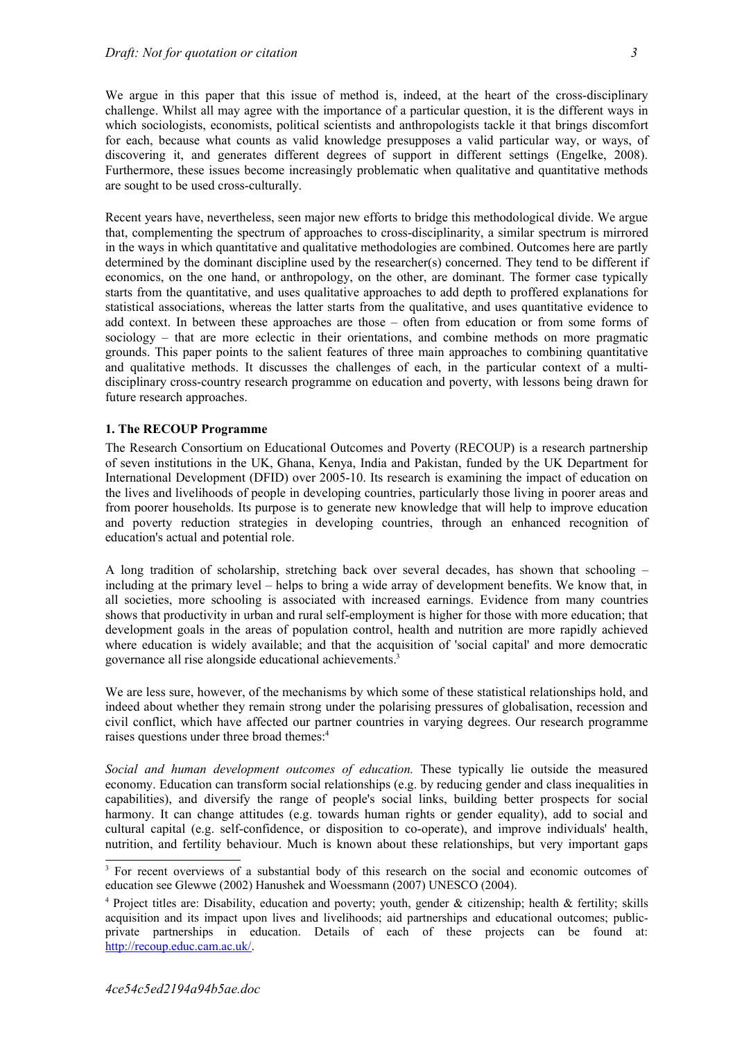We argue in this paper that this issue of method is, indeed, at the heart of the cross-disciplinary challenge. Whilst all may agree with the importance of a particular question, it is the different ways in which sociologists, economists, political scientists and anthropologists tackle it that brings discomfort for each, because what counts as valid knowledge presupposes a valid particular way, or ways, of discovering it, and generates different degrees of support in different settings (Engelke, 2008). Furthermore, these issues become increasingly problematic when qualitative and quantitative methods are sought to be used cross-culturally.

Recent years have, nevertheless, seen major new efforts to bridge this methodological divide. We argue that, complementing the spectrum of approaches to cross-disciplinarity, a similar spectrum is mirrored in the ways in which quantitative and qualitative methodologies are combined. Outcomes here are partly determined by the dominant discipline used by the researcher(s) concerned. They tend to be different if economics, on the one hand, or anthropology, on the other, are dominant. The former case typically starts from the quantitative, and uses qualitative approaches to add depth to proffered explanations for statistical associations, whereas the latter starts from the qualitative, and uses quantitative evidence to add context. In between these approaches are those – often from education or from some forms of sociology – that are more eclectic in their orientations, and combine methods on more pragmatic grounds. This paper points to the salient features of three main approaches to combining quantitative and qualitative methods. It discusses the challenges of each, in the particular context of a multi-disciplinary cross-country research programme on education and poverty, with lessons being drawn for future research approaches.

## 1. The RECOUP Programme

The Research Consortium on Educational Outcomes and Poverty (RECOUP) is a research partnership of seven institutions in the UK, Ghana, Kenya, India and Pakistan, funded by the UK Department for International Development (DFID) over 2005-10. Its research is examining the impact of education on the lives and livelihoods of people in developing countries, particularly those living in poorer areas and from poorer households. Its purpose is to generate new knowledge that will help to improve education and poverty reduction strategies in developing countries, through an enhanced recognition of education's actual and potential role.

A long tradition of scholarship, stretching back over several decades, has shown that schooling – including at the primary level – helps to bring a wide array of development benefits. We know that, in all societies, more schooling is associated with increased earnings. Evidence from many countries shows that productivity in urban and rural self-employment is higher for those with more education; that development goals in the areas of population control, health and nutrition are more rapidly achieved where education is widely available; and that the acquisition of 'social capital' and more democratic governance all rise alongside educational achievements.[3]

We are less sure, however, of the mechanisms by which some of these statistical relationships hold, and indeed about whether they remain strong under the polarising pressures of globalisation, recession and civil conflict, which have affected our partner countries in varying degrees. Our research programme raises questions under three broad themes:[4]

*Social and human development outcomes of education.* These typically lie outside the measured economy. Education can transform social relationships (e.g. by reducing gender and class inequalities in capabilities), and diversify the range of people's social links, building better prospects for social harmony. It can change attitudes (e.g. towards human rights or gender equality), add to social and cultural capital (e.g. self-confidence, or disposition to co-operate), and improve individuals' health, nutrition, and fertility behaviour. Much is known about these relationships, but very important gaps

---

[3] For recent overviews of a substantial body of this research on the social and economic outcomes of education see Glewwe (2002) Hanushek and Woessmann (2007) UNESCO (2004).

[4] Project titles are: Disability, education and poverty; youth, gender & citizenship; health & fertility; skills acquisition and its impact upon lives and livelihoods; aid partnerships and educational outcomes; public-private partnerships in education. Details of each of these projects can be found at: http://recoup.educ.cam.ac.uk/.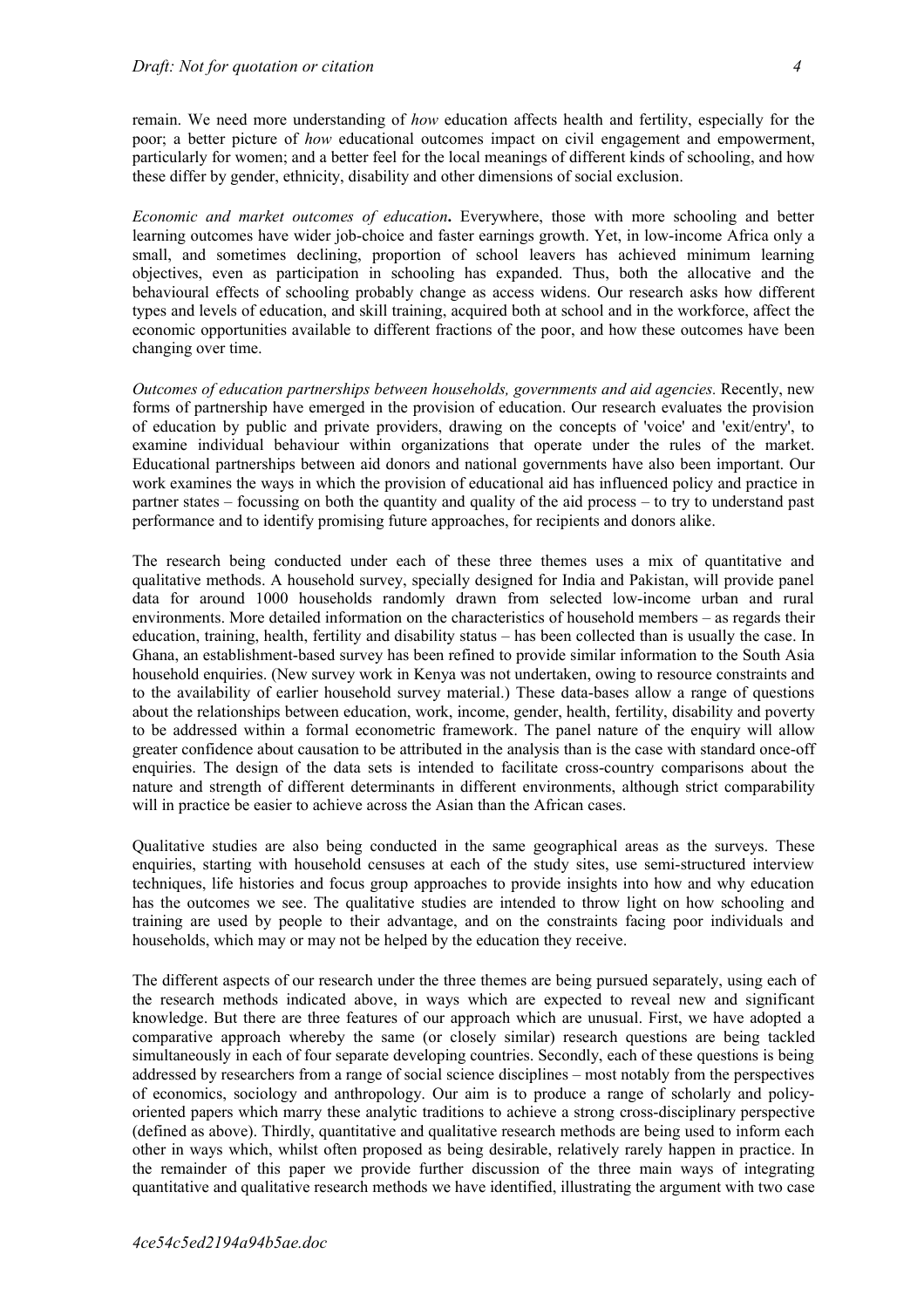remain. We need more understanding of *how* education affects health and fertility, especially for the poor; a better picture of *how* educational outcomes impact on civil engagement and empowerment, particularly for women; and a better feel for the local meanings of different kinds of schooling, and how these differ by gender, ethnicity, disability and other dimensions of social exclusion.

*Economic and market outcomes of education***.** Everywhere, those with more schooling and better learning outcomes have wider job-choice and faster earnings growth. Yet, in low-income Africa only a small, and sometimes declining, proportion of school leavers has achieved minimum learning objectives, even as participation in schooling has expanded. Thus, both the allocative and the behavioural effects of schooling probably change as access widens. Our research asks how different types and levels of education, and skill training, acquired both at school and in the workforce, affect the economic opportunities available to different fractions of the poor, and how these outcomes have been changing over time.

*Outcomes of education partnerships between households, governments and aid agencies.* Recently, new forms of partnership have emerged in the provision of education. Our research evaluates the provision of education by public and private providers, drawing on the concepts of 'voice' and 'exit/entry', to examine individual behaviour within organizations that operate under the rules of the market. Educational partnerships between aid donors and national governments have also been important. Our work examines the ways in which the provision of educational aid has influenced policy and practice in partner states – focussing on both the quantity and quality of the aid process – to try to understand past performance and to identify promising future approaches, for recipients and donors alike.

The research being conducted under each of these three themes uses a mix of quantitative and qualitative methods. A household survey, specially designed for India and Pakistan, will provide panel data for around 1000 households randomly drawn from selected low-income urban and rural environments. More detailed information on the characteristics of household members – as regards their education, training, health, fertility and disability status – has been collected than is usually the case. In Ghana, an establishment-based survey has been refined to provide similar information to the South Asia household enquiries. (New survey work in Kenya was not undertaken, owing to resource constraints and to the availability of earlier household survey material.) These data-bases allow a range of questions about the relationships between education, work, income, gender, health, fertility, disability and poverty to be addressed within a formal econometric framework. The panel nature of the enquiry will allow greater confidence about causation to be attributed in the analysis than is the case with standard once-off enquiries. The design of the data sets is intended to facilitate cross-country comparisons about the nature and strength of different determinants in different environments, although strict comparability will in practice be easier to achieve across the Asian than the African cases.

Qualitative studies are also being conducted in the same geographical areas as the surveys. These enquiries, starting with household censuses at each of the study sites, use semi-structured interview techniques, life histories and focus group approaches to provide insights into how and why education has the outcomes we see. The qualitative studies are intended to throw light on how schooling and training are used by people to their advantage, and on the constraints facing poor individuals and households, which may or may not be helped by the education they receive.

The different aspects of our research under the three themes are being pursued separately, using each of the research methods indicated above, in ways which are expected to reveal new and significant knowledge. But there are three features of our approach which are unusual. First, we have adopted a comparative approach whereby the same (or closely similar) research questions are being tackled simultaneously in each of four separate developing countries. Secondly, each of these questions is being addressed by researchers from a range of social science disciplines – most notably from the perspectives of economics, sociology and anthropology. Our aim is to produce a range of scholarly and policy-oriented papers which marry these analytic traditions to achieve a strong cross-disciplinary perspective (defined as above). Thirdly, quantitative and qualitative research methods are being used to inform each other in ways which, whilst often proposed as being desirable, relatively rarely happen in practice. In the remainder of this paper we provide further discussion of the three main ways of integrating quantitative and qualitative research methods we have identified, illustrating the argument with two case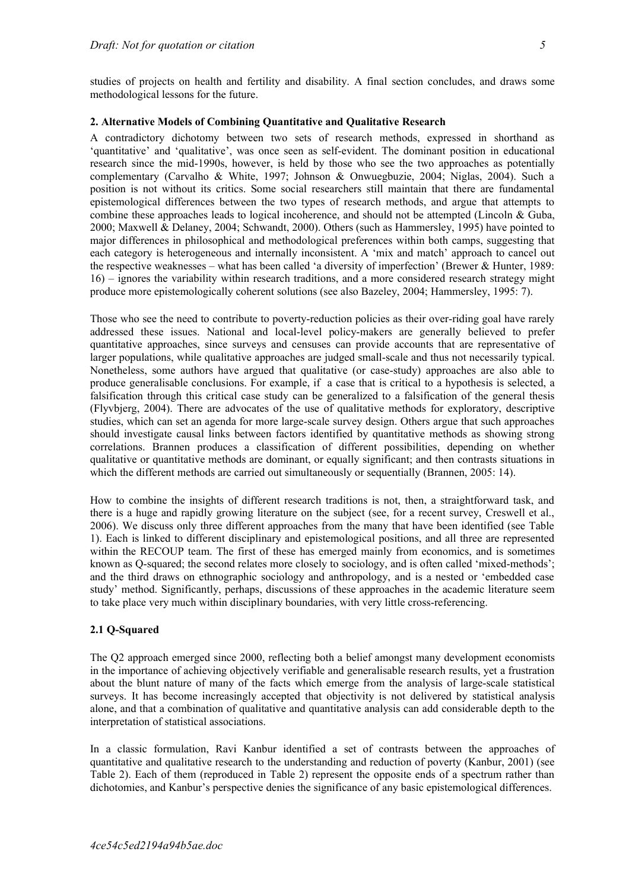studies of projects on health and fertility and disability. A final section concludes, and draws some methodological lessons for the future.

## 2. Alternative Models of Combining Quantitative and Qualitative Research

A contradictory dichotomy between two sets of research methods, expressed in shorthand as 'quantitative' and 'qualitative', was once seen as self-evident. The dominant position in educational research since the mid-1990s, however, is held by those who see the two approaches as potentially complementary (Carvalho & White, 1997; Johnson & Onwuegbuzie, 2004; Niglas, 2004). Such a position is not without its critics. Some social researchers still maintain that there are fundamental epistemological differences between the two types of research methods, and argue that attempts to combine these approaches leads to logical incoherence, and should not be attempted (Lincoln & Guba, 2000; Maxwell & Delaney, 2004; Schwandt, 2000). Others (such as Hammersley, 1995) have pointed to major differences in philosophical and methodological preferences within both camps, suggesting that each category is heterogeneous and internally inconsistent. A 'mix and match' approach to cancel out the respective weaknesses – what has been called 'a diversity of imperfection' (Brewer & Hunter, 1989: 16) – ignores the variability within research traditions, and a more considered research strategy might produce more epistemologically coherent solutions (see also Bazeley, 2004; Hammersley, 1995: 7).

Those who see the need to contribute to poverty-reduction policies as their over-riding goal have rarely addressed these issues. National and local-level policy-makers are generally believed to prefer quantitative approaches, since surveys and censuses can provide accounts that are representative of larger populations, while qualitative approaches are judged small-scale and thus not necessarily typical. Nonetheless, some authors have argued that qualitative (or case-study) approaches are also able to produce generalisable conclusions. For example, if a case that is critical to a hypothesis is selected, a falsification through this critical case study can be generalized to a falsification of the general thesis (Flyvbjerg, 2004). There are advocates of the use of qualitative methods for exploratory, descriptive studies, which can set an agenda for more large-scale survey design. Others argue that such approaches should investigate causal links between factors identified by quantitative methods as showing strong correlations. Brannen produces a classification of different possibilities, depending on whether qualitative or quantitative methods are dominant, or equally significant; and then contrasts situations in which the different methods are carried out simultaneously or sequentially (Brannen, 2005: 14).

How to combine the insights of different research traditions is not, then, a straightforward task, and there is a huge and rapidly growing literature on the subject (see, for a recent survey, Creswell et al., 2006). We discuss only three different approaches from the many that have been identified (see Table 1). Each is linked to different disciplinary and epistemological positions, and all three are represented within the RECOUP team. The first of these has emerged mainly from economics, and is sometimes known as Q-squared; the second relates more closely to sociology, and is often called 'mixed-methods'; and the third draws on ethnographic sociology and anthropology, and is a nested or 'embedded case study' method. Significantly, perhaps, discussions of these approaches in the academic literature seem to take place very much within disciplinary boundaries, with very little cross-referencing.

### 2.1 Q-Squared

The Q2 approach emerged since 2000, reflecting both a belief amongst many development economists in the importance of achieving objectively verifiable and generalisable research results, yet a frustration about the blunt nature of many of the facts which emerge from the analysis of large-scale statistical surveys. It has become increasingly accepted that objectivity is not delivered by statistical analysis alone, and that a combination of qualitative and quantitative analysis can add considerable depth to the interpretation of statistical associations.

In a classic formulation, Ravi Kanbur identified a set of contrasts between the approaches of quantitative and qualitative research to the understanding and reduction of poverty (Kanbur, 2001) (see Table 2). Each of them (reproduced in Table 2) represent the opposite ends of a spectrum rather than dichotomies, and Kanbur's perspective denies the significance of any basic epistemological differences.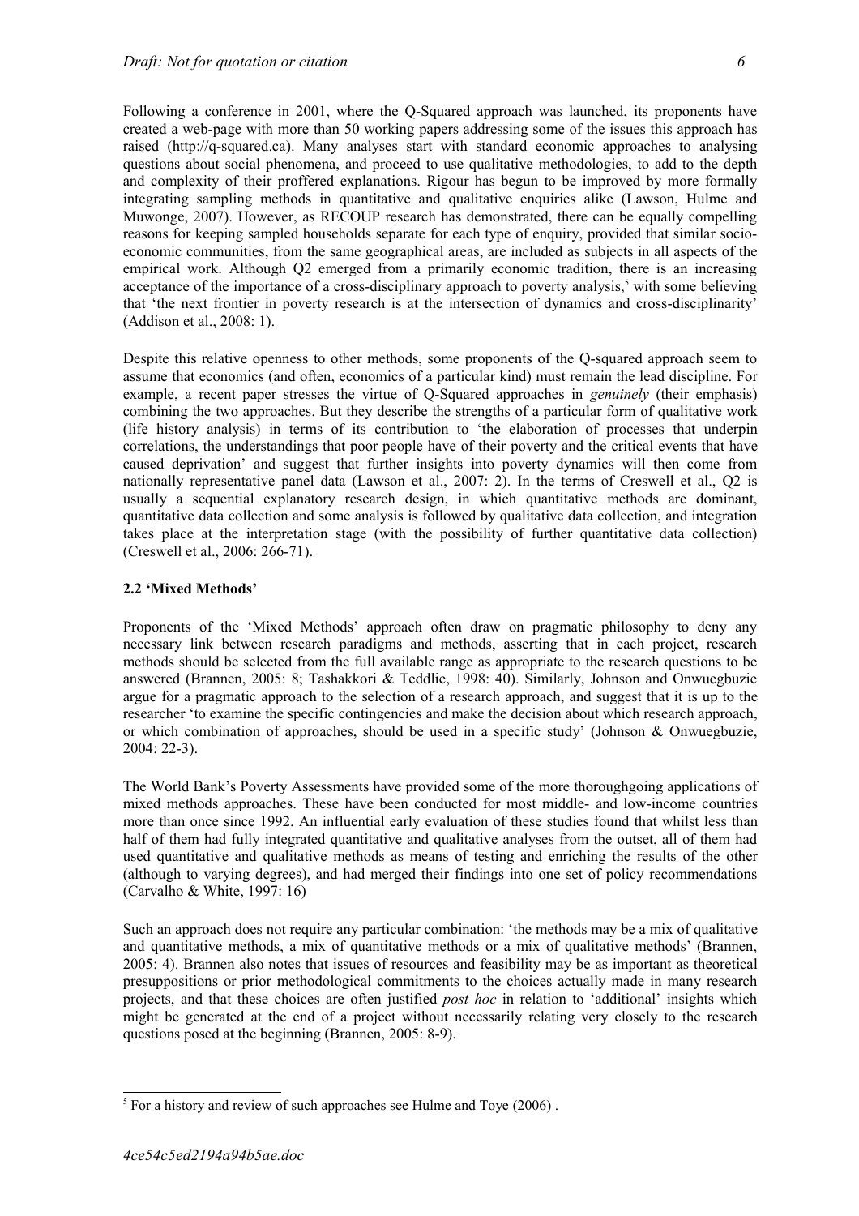Following a conference in 2001, where the Q-Squared approach was launched, its proponents have created a web-page with more than 50 working papers addressing some of the issues this approach has raised (http://q-squared.ca). Many analyses start with standard economic approaches to analysing questions about social phenomena, and proceed to use qualitative methodologies, to add to the depth and complexity of their proffered explanations. Rigour has begun to be improved by more formally integrating sampling methods in quantitative and qualitative enquiries alike (Lawson, Hulme and Muwonge, 2007). However, as RECOUP research has demonstrated, there can be equally compelling reasons for keeping sampled households separate for each type of enquiry, provided that similar socio-economic communities, from the same geographical areas, are included as subjects in all aspects of the empirical work. Although Q2 emerged from a primarily economic tradition, there is an increasing acceptance of the importance of a cross-disciplinary approach to poverty analysis,[5] with some believing that 'the next frontier in poverty research is at the intersection of dynamics and cross-disciplinarity' (Addison et al., 2008: 1).

Despite this relative openness to other methods, some proponents of the Q-squared approach seem to assume that economics (and often, economics of a particular kind) must remain the lead discipline. For example, a recent paper stresses the virtue of Q-Squared approaches in *genuinely* (their emphasis) combining the two approaches. But they describe the strengths of a particular form of qualitative work (life history analysis) in terms of its contribution to 'the elaboration of processes that underpin correlations, the understandings that poor people have of their poverty and the critical events that have caused deprivation' and suggest that further insights into poverty dynamics will then come from nationally representative panel data (Lawson et al., 2007: 2). In the terms of Creswell et al., Q2 is usually a sequential explanatory research design, in which quantitative methods are dominant, quantitative data collection and some analysis is followed by qualitative data collection, and integration takes place at the interpretation stage (with the possibility of further quantitative data collection) (Creswell et al., 2006: 266-71).

### 2.2 'Mixed Methods'

Proponents of the 'Mixed Methods' approach often draw on pragmatic philosophy to deny any necessary link between research paradigms and methods, asserting that in each project, research methods should be selected from the full available range as appropriate to the research questions to be answered (Brannen, 2005: 8; Tashakkori & Teddlie, 1998: 40). Similarly, Johnson and Onwuegbuzie argue for a pragmatic approach to the selection of a research approach, and suggest that it is up to the researcher 'to examine the specific contingencies and make the decision about which research approach, or which combination of approaches, should be used in a specific study' (Johnson & Onwuegbuzie, 2004: 22-3).

The World Bank's Poverty Assessments have provided some of the more thoroughgoing applications of mixed methods approaches. These have been conducted for most middle- and low-income countries more than once since 1992. An influential early evaluation of these studies found that whilst less than half of them had fully integrated quantitative and qualitative analyses from the outset, all of them had used quantitative and qualitative methods as means of testing and enriching the results of the other (although to varying degrees), and had merged their findings into one set of policy recommendations (Carvalho & White, 1997: 16)

Such an approach does not require any particular combination: 'the methods may be a mix of qualitative and quantitative methods, a mix of quantitative methods or a mix of qualitative methods' (Brannen, 2005: 4). Brannen also notes that issues of resources and feasibility may be as important as theoretical presuppositions or prior methodological commitments to the choices actually made in many research projects, and that these choices are often justified *post hoc* in relation to 'additional' insights which might be generated at the end of a project without necessarily relating very closely to the research questions posed at the beginning (Brannen, 2005: 8-9).

---

[5] For a history and review of such approaches see Hulme and Toye (2006) .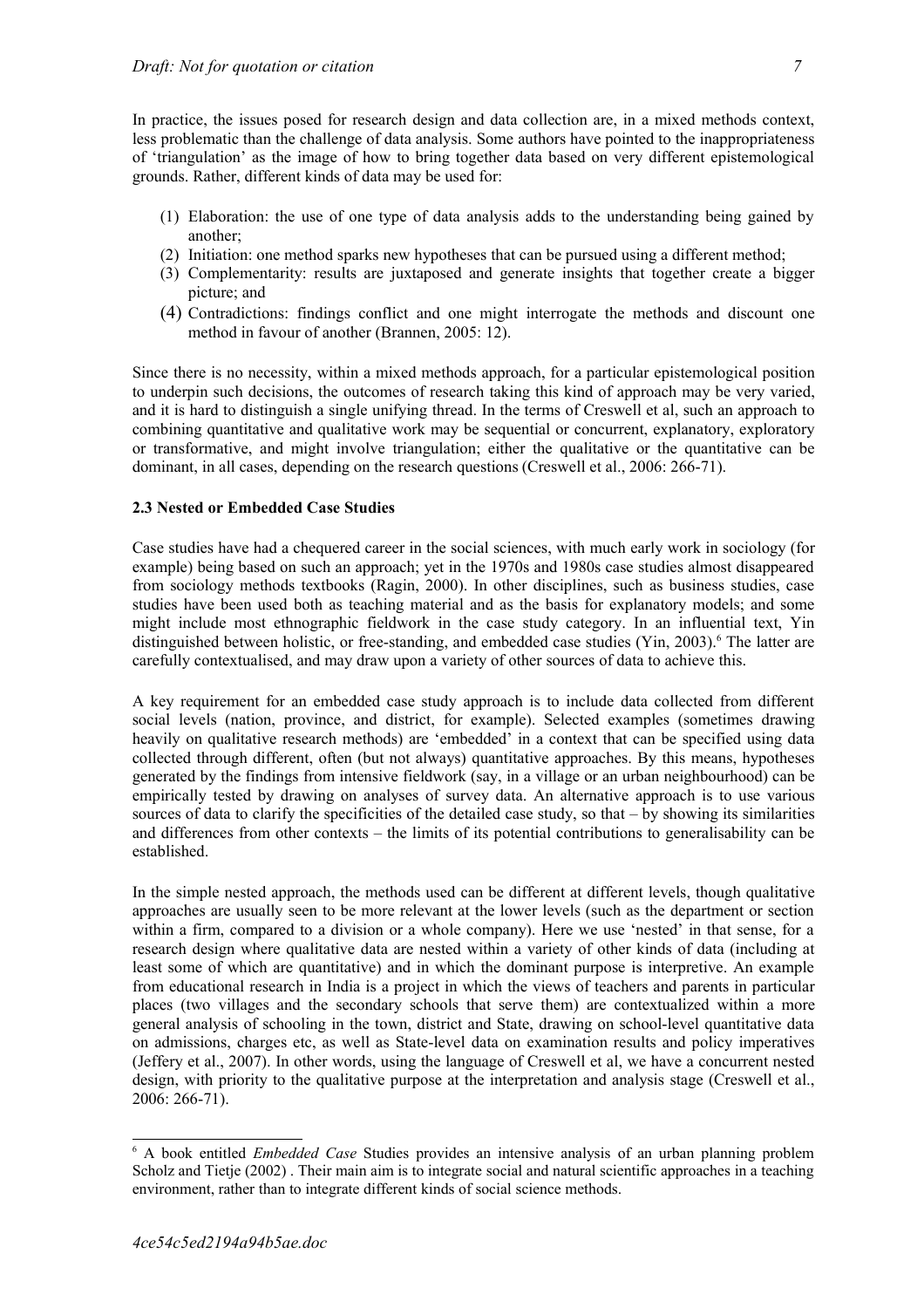In practice, the issues posed for research design and data collection are, in a mixed methods context, less problematic than the challenge of data analysis. Some authors have pointed to the inappropriateness of 'triangulation' as the image of how to bring together data based on very different epistemological grounds. Rather, different kinds of data may be used for:

1. Elaboration: the use of one type of data analysis adds to the understanding being gained by another;
2. Initiation: one method sparks new hypotheses that can be pursued using a different method;
3. Complementarity: results are juxtaposed and generate insights that together create a bigger picture; and
4. Contradictions: findings conflict and one might interrogate the methods and discount one method in favour of another (Brannen, 2005: 12).

Since there is no necessity, within a mixed methods approach, for a particular epistemological position to underpin such decisions, the outcomes of research taking this kind of approach may be very varied, and it is hard to distinguish a single unifying thread. In the terms of Creswell et al, such an approach to combining quantitative and qualitative work may be sequential or concurrent, explanatory, exploratory or transformative, and might involve triangulation; either the qualitative or the quantitative can be dominant, in all cases, depending on the research questions (Creswell et al., 2006: 266-71).

### 2.3 Nested or Embedded Case Studies

Case studies have had a chequered career in the social sciences, with much early work in sociology (for example) being based on such an approach; yet in the 1970s and 1980s case studies almost disappeared from sociology methods textbooks (Ragin, 2000). In other disciplines, such as business studies, case studies have been used both as teaching material and as the basis for explanatory models; and some might include most ethnographic fieldwork in the case study category. In an influential text, Yin distinguished between holistic, or free-standing, and embedded case studies (Yin, 2003).[6] The latter are carefully contextualised, and may draw upon a variety of other sources of data to achieve this.

A key requirement for an embedded case study approach is to include data collected from different social levels (nation, province, and district, for example). Selected examples (sometimes drawing heavily on qualitative research methods) are 'embedded' in a context that can be specified using data collected through different, often (but not always) quantitative approaches. By this means, hypotheses generated by the findings from intensive fieldwork (say, in a village or an urban neighbourhood) can be empirically tested by drawing on analyses of survey data. An alternative approach is to use various sources of data to clarify the specificities of the detailed case study, so that – by showing its similarities and differences from other contexts – the limits of its potential contributions to generalisability can be established.

In the simple nested approach, the methods used can be different at different levels, though qualitative approaches are usually seen to be more relevant at the lower levels (such as the department or section within a firm, compared to a division or a whole company). Here we use 'nested' in that sense, for a research design where qualitative data are nested within a variety of other kinds of data (including at least some of which are quantitative) and in which the dominant purpose is interpretive. An example from educational research in India is a project in which the views of teachers and parents in particular places (two villages and the secondary schools that serve them) are contextualized within a more general analysis of schooling in the town, district and State, drawing on school-level quantitative data on admissions, charges etc, as well as State-level data on examination results and policy imperatives (Jeffery et al., 2007). In other words, using the language of Creswell et al, we have a concurrent nested design, with priority to the qualitative purpose at the interpretation and analysis stage (Creswell et al., 2006: 266-71).

---

[6] A book entitled *Embedded Case* Studies provides an intensive analysis of an urban planning problem Scholz and Tietje (2002) . Their main aim is to integrate social and natural scientific approaches in a teaching environment, rather than to integrate different kinds of social science methods.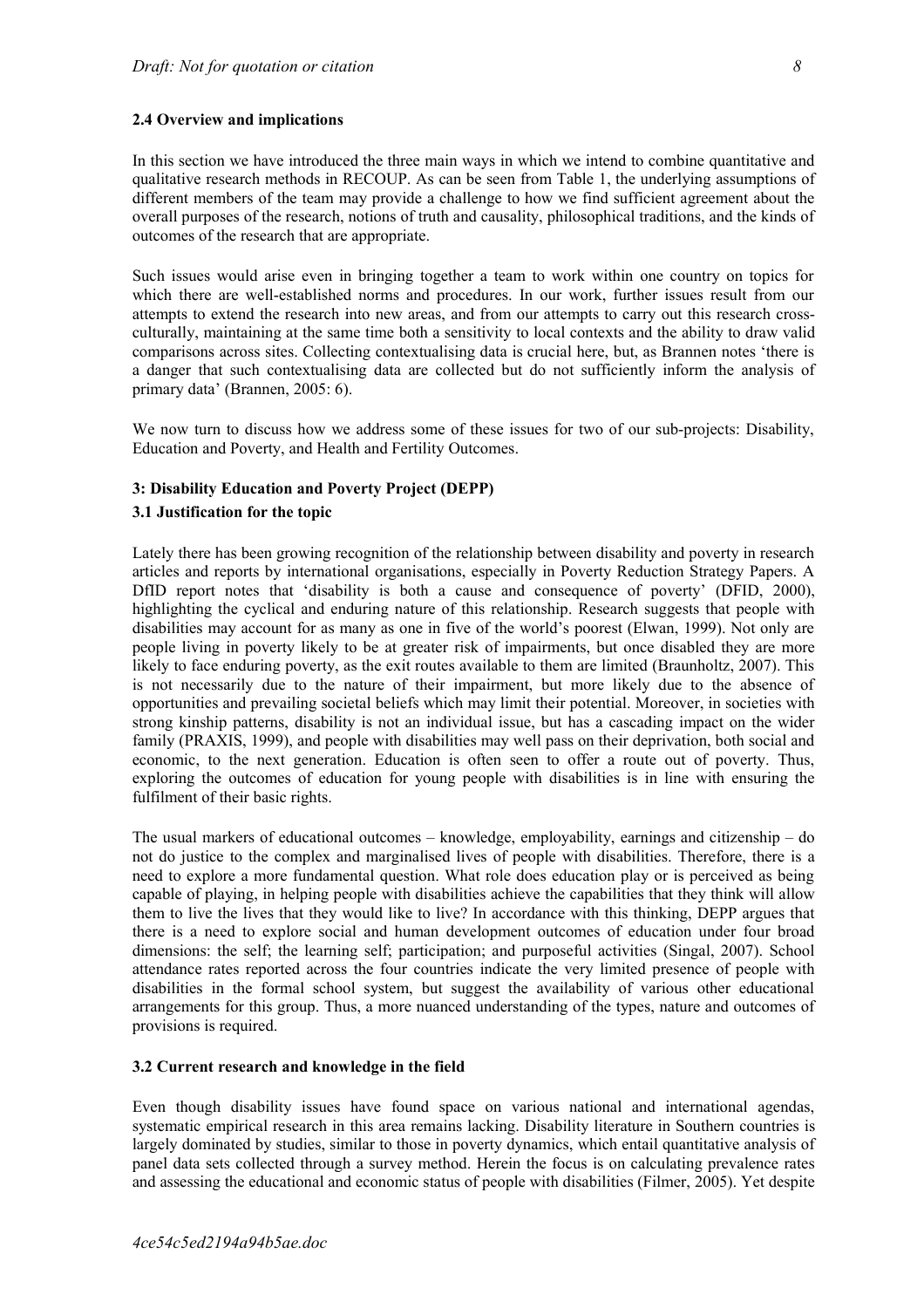### 2.4 Overview and implications

In this section we have introduced the three main ways in which we intend to combine quantitative and qualitative research methods in RECOUP. As can be seen from Table 1, the underlying assumptions of different members of the team may provide a challenge to how we find sufficient agreement about the overall purposes of the research, notions of truth and causality, philosophical traditions, and the kinds of outcomes of the research that are appropriate.

Such issues would arise even in bringing together a team to work within one country on topics for which there are well-established norms and procedures. In our work, further issues result from our attempts to extend the research into new areas, and from our attempts to carry out this research cross-culturally, maintaining at the same time both a sensitivity to local contexts and the ability to draw valid comparisons across sites. Collecting contextualising data is crucial here, but, as Brannen notes 'there is a danger that such contextualising data are collected but do not sufficiently inform the analysis of primary data' (Brannen, 2005: 6).

We now turn to discuss how we address some of these issues for two of our sub-projects: Disability, Education and Poverty, and Health and Fertility Outcomes.

## 3: Disability Education and Poverty Project (DEPP)

### 3.1 Justification for the topic

Lately there has been growing recognition of the relationship between disability and poverty in research articles and reports by international organisations, especially in Poverty Reduction Strategy Papers. A DfID report notes that 'disability is both a cause and consequence of poverty' (DFID, 2000), highlighting the cyclical and enduring nature of this relationship. Research suggests that people with disabilities may account for as many as one in five of the world's poorest (Elwan, 1999). Not only are people living in poverty likely to be at greater risk of impairments, but once disabled they are more likely to face enduring poverty, as the exit routes available to them are limited (Braunholtz, 2007). This is not necessarily due to the nature of their impairment, but more likely due to the absence of opportunities and prevailing societal beliefs which may limit their potential. Moreover, in societies with strong kinship patterns, disability is not an individual issue, but has a cascading impact on the wider family (PRAXIS, 1999), and people with disabilities may well pass on their deprivation, both social and economic, to the next generation. Education is often seen to offer a route out of poverty. Thus, exploring the outcomes of education for young people with disabilities is in line with ensuring the fulfilment of their basic rights.

The usual markers of educational outcomes – knowledge, employability, earnings and citizenship – do not do justice to the complex and marginalised lives of people with disabilities. Therefore, there is a need to explore a more fundamental question. What role does education play or is perceived as being capable of playing, in helping people with disabilities achieve the capabilities that they think will allow them to live the lives that they would like to live? In accordance with this thinking, DEPP argues that there is a need to explore social and human development outcomes of education under four broad dimensions: the self; the learning self; participation; and purposeful activities (Singal, 2007). School attendance rates reported across the four countries indicate the very limited presence of people with disabilities in the formal school system, but suggest the availability of various other educational arrangements for this group. Thus, a more nuanced understanding of the types, nature and outcomes of provisions is required.

### 3.2 Current research and knowledge in the field

Even though disability issues have found space on various national and international agendas, systematic empirical research in this area remains lacking. Disability literature in Southern countries is largely dominated by studies, similar to those in poverty dynamics, which entail quantitative analysis of panel data sets collected through a survey method. Herein the focus is on calculating prevalence rates and assessing the educational and economic status of people with disabilities (Filmer, 2005). Yet despite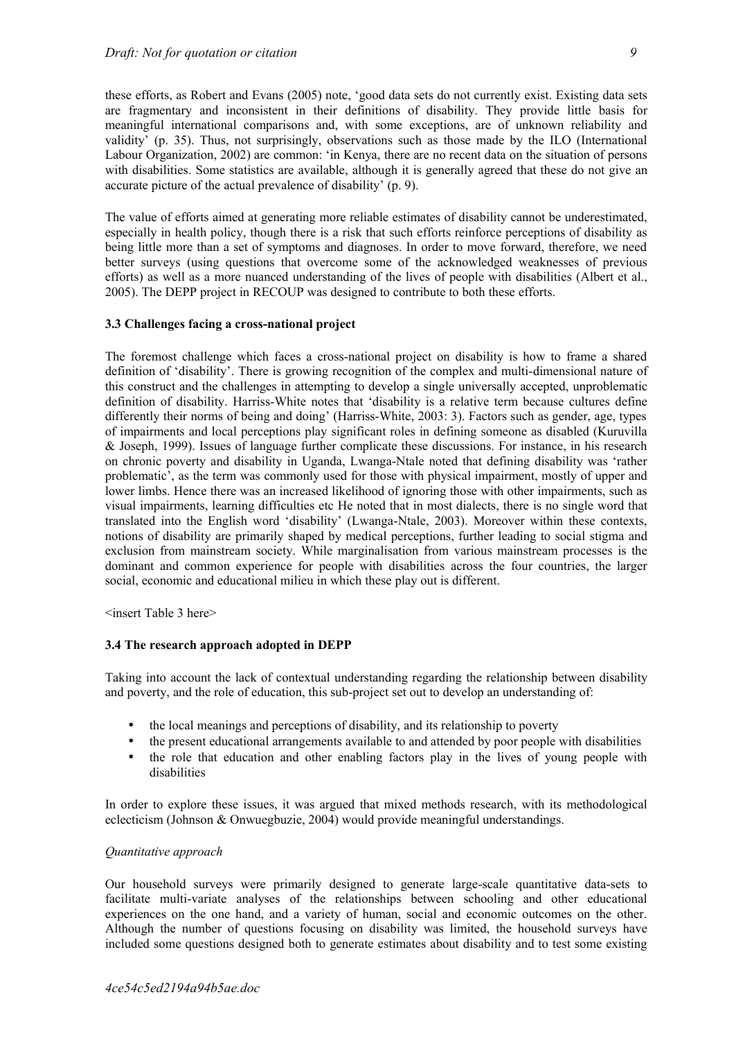these efforts, as Robert and Evans (2005) note, 'good data sets do not currently exist. Existing data sets are fragmentary and inconsistent in their definitions of disability. They provide little basis for meaningful international comparisons and, with some exceptions, are of unknown reliability and validity' (p. 35). Thus, not surprisingly, observations such as those made by the ILO (International Labour Organization, 2002) are common: 'in Kenya, there are no recent data on the situation of persons with disabilities. Some statistics are available, although it is generally agreed that these do not give an accurate picture of the actual prevalence of disability' (p. 9).

The value of efforts aimed at generating more reliable estimates of disability cannot be underestimated, especially in health policy, though there is a risk that such efforts reinforce perceptions of disability as being little more than a set of symptoms and diagnoses. In order to move forward, therefore, we need better surveys (using questions that overcome some of the acknowledged weaknesses of previous efforts) as well as a more nuanced understanding of the lives of people with disabilities (Albert et al., 2005). The DEPP project in RECOUP was designed to contribute to both these efforts.

### 3.3 Challenges facing a cross-national project

The foremost challenge which faces a cross-national project on disability is how to frame a shared definition of 'disability'. There is growing recognition of the complex and multi-dimensional nature of this construct and the challenges in attempting to develop a single universally accepted, unproblematic definition of disability. Harriss-White notes that 'disability is a relative term because cultures define differently their norms of being and doing' (Harriss-White, 2003: 3). Factors such as gender, age, types of impairments and local perceptions play significant roles in defining someone as disabled (Kuruvilla & Joseph, 1999). Issues of language further complicate these discussions. For instance, in his research on chronic poverty and disability in Uganda, Lwanga-Ntale noted that defining disability was 'rather problematic', as the term was commonly used for those with physical impairment, mostly of upper and lower limbs. Hence there was an increased likelihood of ignoring those with other impairments, such as visual impairments, learning difficulties etc He noted that in most dialects, there is no single word that translated into the English word 'disability' (Lwanga-Ntale, 2003). Moreover within these contexts, notions of disability are primarily shaped by medical perceptions, further leading to social stigma and exclusion from mainstream society. While marginalisation from various mainstream processes is the dominant and common experience for people with disabilities across the four countries, the larger social, economic and educational milieu in which these play out is different.

<insert Table 3 here>

### 3.4 The research approach adopted in DEPP

Taking into account the lack of contextual understanding regarding the relationship between disability and poverty, and the role of education, this sub-project set out to develop an understanding of:

- the local meanings and perceptions of disability, and its relationship to poverty
- the present educational arrangements available to and attended by poor people with disabilities
- the role that education and other enabling factors play in the lives of young people with disabilities

In order to explore these issues, it was argued that mixed methods research, with its methodological eclecticism (Johnson & Onwuegbuzie, 2004) would provide meaningful understandings.

*Quantitative approach*

Our household surveys were primarily designed to generate large-scale quantitative data-sets to facilitate multi-variate analyses of the relationships between schooling and other educational experiences on the one hand, and a variety of human, social and economic outcomes on the other. Although the number of questions focusing on disability was limited, the household surveys have included some questions designed both to generate estimates about disability and to test some existing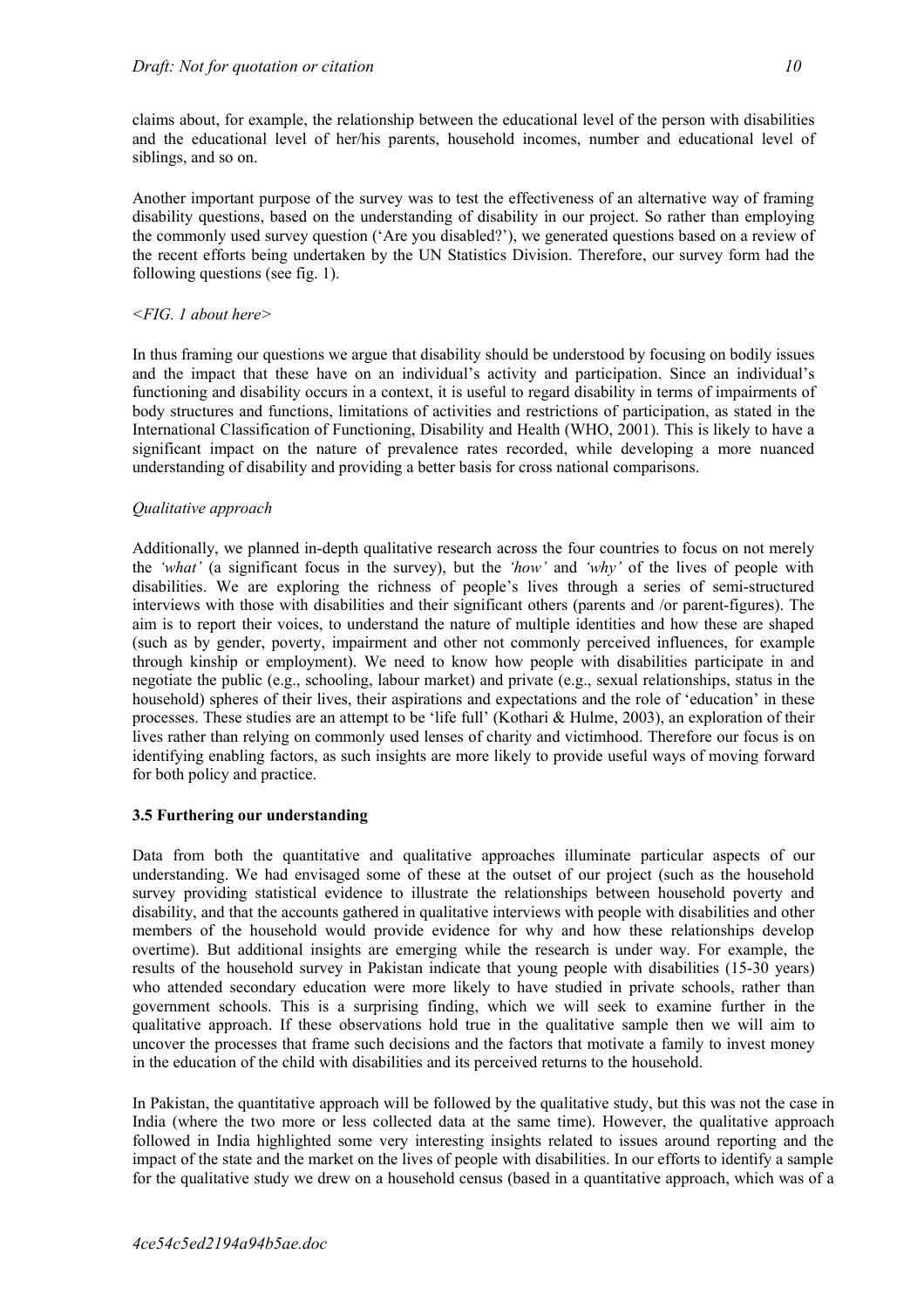claims about, for example, the relationship between the educational level of the person with disabilities and the educational level of her/his parents, household incomes, number and educational level of siblings, and so on.

Another important purpose of the survey was to test the effectiveness of an alternative way of framing disability questions, based on the understanding of disability in our project. So rather than employing the commonly used survey question ('Are you disabled?'), we generated questions based on a review of the recent efforts being undertaken by the UN Statistics Division. Therefore, our survey form had the following questions (see fig. 1).

*<FIG. 1 about here>*

In thus framing our questions we argue that disability should be understood by focusing on bodily issues and the impact that these have on an individual's activity and participation. Since an individual's functioning and disability occurs in a context, it is useful to regard disability in terms of impairments of body structures and functions, limitations of activities and restrictions of participation, as stated in the International Classification of Functioning, Disability and Health (WHO, 2001). This is likely to have a significant impact on the nature of prevalence rates recorded, while developing a more nuanced understanding of disability and providing a better basis for cross national comparisons.

*Qualitative approach*

Additionally, we planned in-depth qualitative research across the four countries to focus on not merely the *'what'* (a significant focus in the survey), but the *'how'* and *'why'* of the lives of people with disabilities. We are exploring the richness of people's lives through a series of semi-structured interviews with those with disabilities and their significant others (parents and /or parent-figures). The aim is to report their voices, to understand the nature of multiple identities and how these are shaped (such as by gender, poverty, impairment and other not commonly perceived influences, for example through kinship or employment). We need to know how people with disabilities participate in and negotiate the public (e.g., schooling, labour market) and private (e.g., sexual relationships, status in the household) spheres of their lives, their aspirations and expectations and the role of 'education' in these processes. These studies are an attempt to be 'life full' (Kothari & Hulme, 2003), an exploration of their lives rather than relying on commonly used lenses of charity and victimhood. Therefore our focus is on identifying enabling factors, as such insights are more likely to provide useful ways of moving forward for both policy and practice.

### 3.5 Furthering our understanding

Data from both the quantitative and qualitative approaches illuminate particular aspects of our understanding. We had envisaged some of these at the outset of our project (such as the household survey providing statistical evidence to illustrate the relationships between household poverty and disability, and that the accounts gathered in qualitative interviews with people with disabilities and other members of the household would provide evidence for why and how these relationships develop overtime). But additional insights are emerging while the research is under way. For example, the results of the household survey in Pakistan indicate that young people with disabilities (15-30 years) who attended secondary education were more likely to have studied in private schools, rather than government schools. This is a surprising finding, which we will seek to examine further in the qualitative approach. If these observations hold true in the qualitative sample then we will aim to uncover the processes that frame such decisions and the factors that motivate a family to invest money in the education of the child with disabilities and its perceived returns to the household.

In Pakistan, the quantitative approach will be followed by the qualitative study, but this was not the case in India (where the two more or less collected data at the same time). However, the qualitative approach followed in India highlighted some very interesting insights related to issues around reporting and the impact of the state and the market on the lives of people with disabilities. In our efforts to identify a sample for the qualitative study we drew on a household census (based in a quantitative approach, which was of a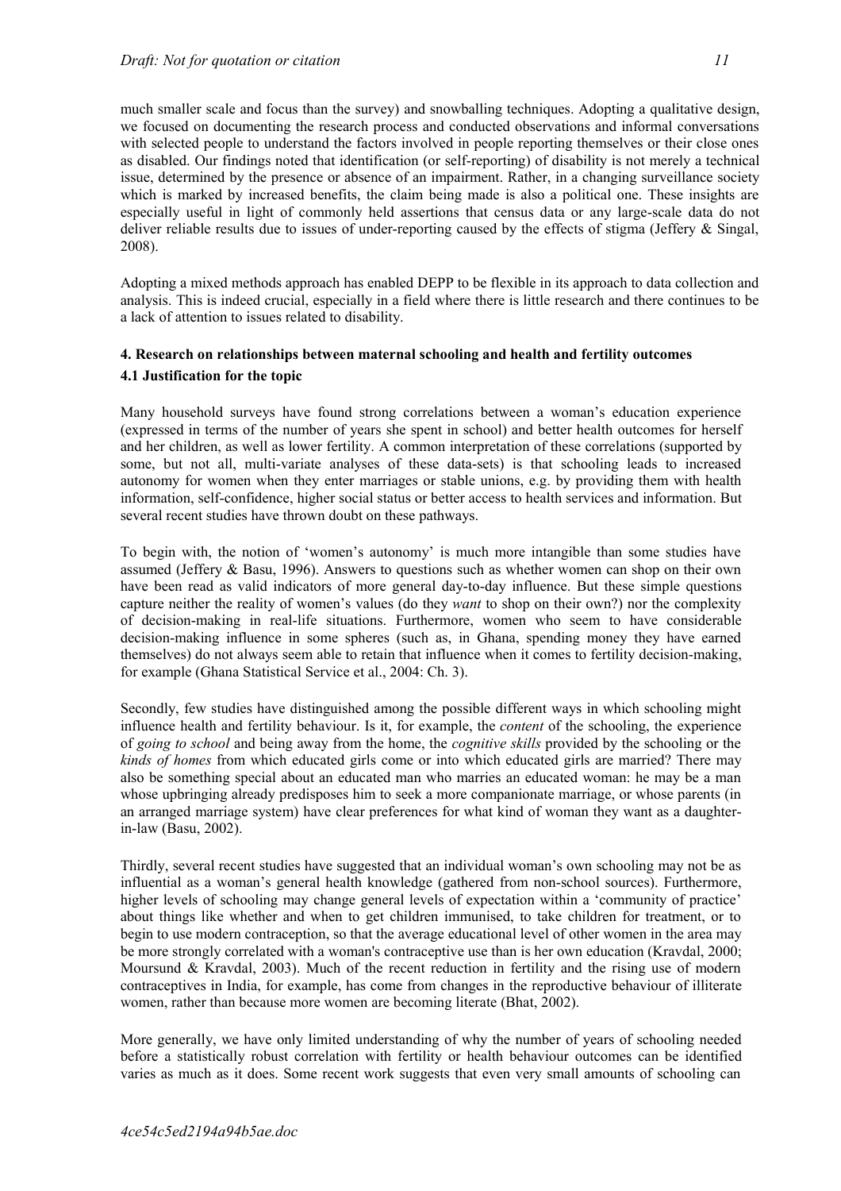much smaller scale and focus than the survey) and snowballing techniques. Adopting a qualitative design, we focused on documenting the research process and conducted observations and informal conversations with selected people to understand the factors involved in people reporting themselves or their close ones as disabled. Our findings noted that identification (or self-reporting) of disability is not merely a technical issue, determined by the presence or absence of an impairment. Rather, in a changing surveillance society which is marked by increased benefits, the claim being made is also a political one. These insights are especially useful in light of commonly held assertions that census data or any large-scale data do not deliver reliable results due to issues of under-reporting caused by the effects of stigma (Jeffery & Singal, 2008).

Adopting a mixed methods approach has enabled DEPP to be flexible in its approach to data collection and analysis. This is indeed crucial, especially in a field where there is little research and there continues to be a lack of attention to issues related to disability.

## 4. Research on relationships between maternal schooling and health and fertility outcomes

### 4.1 Justification for the topic

Many household surveys have found strong correlations between a woman's education experience (expressed in terms of the number of years she spent in school) and better health outcomes for herself and her children, as well as lower fertility. A common interpretation of these correlations (supported by some, but not all, multi-variate analyses of these data-sets) is that schooling leads to increased autonomy for women when they enter marriages or stable unions, e.g. by providing them with health information, self-confidence, higher social status or better access to health services and information. But several recent studies have thrown doubt on these pathways.

To begin with, the notion of 'women's autonomy' is much more intangible than some studies have assumed (Jeffery & Basu, 1996). Answers to questions such as whether women can shop on their own have been read as valid indicators of more general day-to-day influence. But these simple questions capture neither the reality of women's values (do they *want* to shop on their own?) nor the complexity of decision-making in real-life situations. Furthermore, women who seem to have considerable decision-making influence in some spheres (such as, in Ghana, spending money they have earned themselves) do not always seem able to retain that influence when it comes to fertility decision-making, for example (Ghana Statistical Service et al., 2004: Ch. 3).

Secondly, few studies have distinguished among the possible different ways in which schooling might influence health and fertility behaviour. Is it, for example, the *content* of the schooling, the experience of *going to school* and being away from the home, the *cognitive skills* provided by the schooling or the *kinds of homes* from which educated girls come or into which educated girls are married? There may also be something special about an educated man who marries an educated woman: he may be a man whose upbringing already predisposes him to seek a more companionate marriage, or whose parents (in an arranged marriage system) have clear preferences for what kind of woman they want as a daughter-in-law (Basu, 2002).

Thirdly, several recent studies have suggested that an individual woman's own schooling may not be as influential as a woman's general health knowledge (gathered from non-school sources). Furthermore, higher levels of schooling may change general levels of expectation within a 'community of practice' about things like whether and when to get children immunised, to take children for treatment, or to begin to use modern contraception, so that the average educational level of other women in the area may be more strongly correlated with a woman's contraceptive use than is her own education (Kravdal, 2000; Moursund & Kravdal, 2003). Much of the recent reduction in fertility and the rising use of modern contraceptives in India, for example, has come from changes in the reproductive behaviour of illiterate women, rather than because more women are becoming literate (Bhat, 2002).

More generally, we have only limited understanding of why the number of years of schooling needed before a statistically robust correlation with fertility or health behaviour outcomes can be identified varies as much as it does. Some recent work suggests that even very small amounts of schooling can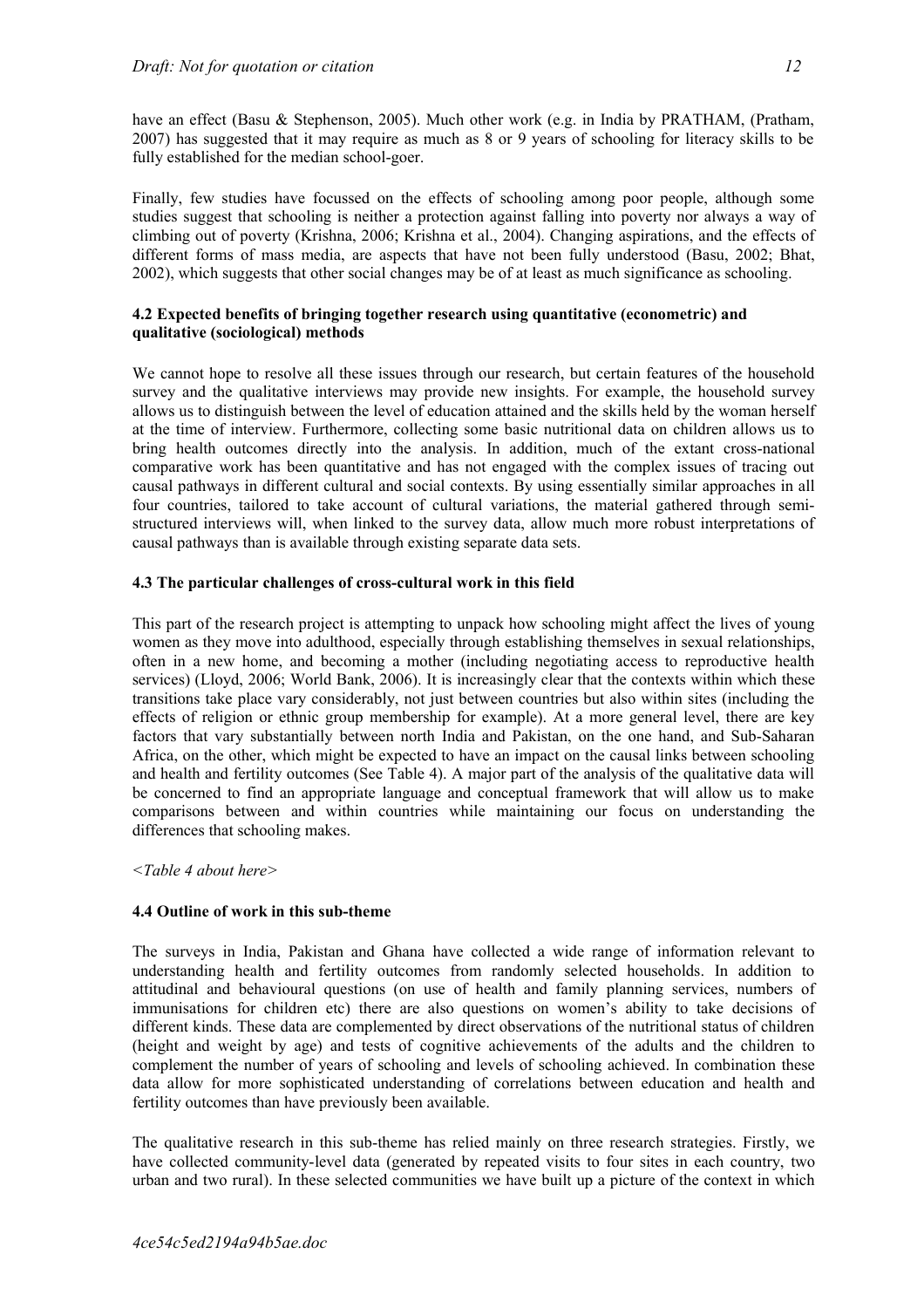have an effect (Basu & Stephenson, 2005). Much other work (e.g. in India by PRATHAM, (Pratham, 2007) has suggested that it may require as much as 8 or 9 years of schooling for literacy skills to be fully established for the median school-goer.

Finally, few studies have focussed on the effects of schooling among poor people, although some studies suggest that schooling is neither a protection against falling into poverty nor always a way of climbing out of poverty (Krishna, 2006; Krishna et al., 2004). Changing aspirations, and the effects of different forms of mass media, are aspects that have not been fully understood (Basu, 2002; Bhat, 2002), which suggests that other social changes may be of at least as much significance as schooling.

### 4.2 Expected benefits of bringing together research using quantitative (econometric) and qualitative (sociological) methods

We cannot hope to resolve all these issues through our research, but certain features of the household survey and the qualitative interviews may provide new insights. For example, the household survey allows us to distinguish between the level of education attained and the skills held by the woman herself at the time of interview. Furthermore, collecting some basic nutritional data on children allows us to bring health outcomes directly into the analysis. In addition, much of the extant cross-national comparative work has been quantitative and has not engaged with the complex issues of tracing out causal pathways in different cultural and social contexts. By using essentially similar approaches in all four countries, tailored to take account of cultural variations, the material gathered through semi-structured interviews will, when linked to the survey data, allow much more robust interpretations of causal pathways than is available through existing separate data sets.

### 4.3 The particular challenges of cross-cultural work in this field

This part of the research project is attempting to unpack how schooling might affect the lives of young women as they move into adulthood, especially through establishing themselves in sexual relationships, often in a new home, and becoming a mother (including negotiating access to reproductive health services) (Lloyd, 2006; World Bank, 2006). It is increasingly clear that the contexts within which these transitions take place vary considerably, not just between countries but also within sites (including the effects of religion or ethnic group membership for example). At a more general level, there are key factors that vary substantially between north India and Pakistan, on the one hand, and Sub-Saharan Africa, on the other, which might be expected to have an impact on the causal links between schooling and health and fertility outcomes (See Table 4). A major part of the analysis of the qualitative data will be concerned to find an appropriate language and conceptual framework that will allow us to make comparisons between and within countries while maintaining our focus on understanding the differences that schooling makes.

*<Table 4 about here>*

### 4.4 Outline of work in this sub-theme

The surveys in India, Pakistan and Ghana have collected a wide range of information relevant to understanding health and fertility outcomes from randomly selected households. In addition to attitudinal and behavioural questions (on use of health and family planning services, numbers of immunisations for children etc) there are also questions on women's ability to take decisions of different kinds. These data are complemented by direct observations of the nutritional status of children (height and weight by age) and tests of cognitive achievements of the adults and the children to complement the number of years of schooling and levels of schooling achieved. In combination these data allow for more sophisticated understanding of correlations between education and health and fertility outcomes than have previously been available.

The qualitative research in this sub-theme has relied mainly on three research strategies. Firstly, we have collected community-level data (generated by repeated visits to four sites in each country, two urban and two rural). In these selected communities we have built up a picture of the context in which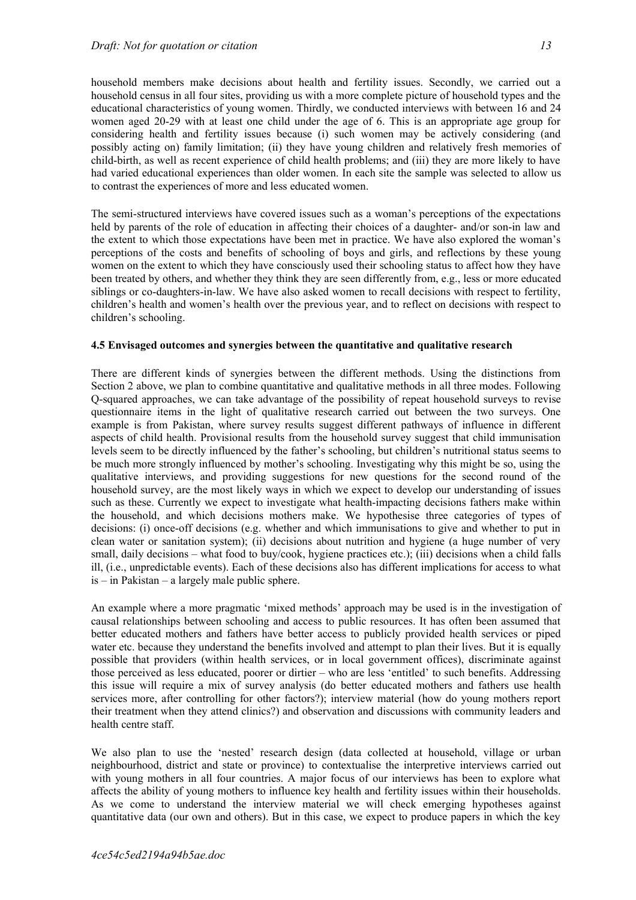household members make decisions about health and fertility issues. Secondly, we carried out a household census in all four sites, providing us with a more complete picture of household types and the educational characteristics of young women. Thirdly, we conducted interviews with between 16 and 24 women aged 20-29 with at least one child under the age of 6. This is an appropriate age group for considering health and fertility issues because (i) such women may be actively considering (and possibly acting on) family limitation; (ii) they have young children and relatively fresh memories of child-birth, as well as recent experience of child health problems; and (iii) they are more likely to have had varied educational experiences than older women. In each site the sample was selected to allow us to contrast the experiences of more and less educated women.

The semi-structured interviews have covered issues such as a woman's perceptions of the expectations held by parents of the role of education in affecting their choices of a daughter- and/or son-in law and the extent to which those expectations have been met in practice. We have also explored the woman's perceptions of the costs and benefits of schooling of boys and girls, and reflections by these young women on the extent to which they have consciously used their schooling status to affect how they have been treated by others, and whether they think they are seen differently from, e.g., less or more educated siblings or co-daughters-in-law. We have also asked women to recall decisions with respect to fertility, children's health and women's health over the previous year, and to reflect on decisions with respect to children's schooling.

#### 4.5 Envisaged outcomes and synergies between the quantitative and qualitative research

There are different kinds of synergies between the different methods. Using the distinctions from Section 2 above, we plan to combine quantitative and qualitative methods in all three modes. Following Q-squared approaches, we can take advantage of the possibility of repeat household surveys to revise questionnaire items in the light of qualitative research carried out between the two surveys. One example is from Pakistan, where survey results suggest different pathways of influence in different aspects of child health. Provisional results from the household survey suggest that child immunisation levels seem to be directly influenced by the father's schooling, but children's nutritional status seems to be much more strongly influenced by mother's schooling. Investigating why this might be so, using the qualitative interviews, and providing suggestions for new questions for the second round of the household survey, are the most likely ways in which we expect to develop our understanding of issues such as these. Currently we expect to investigate what health-impacting decisions fathers make within the household, and which decisions mothers make. We hypothesise three categories of types of decisions: (i) once-off decisions (e.g. whether and which immunisations to give and whether to put in clean water or sanitation system); (ii) decisions about nutrition and hygiene (a huge number of very small, daily decisions – what food to buy/cook, hygiene practices etc.); (iii) decisions when a child falls ill, (i.e., unpredictable events). Each of these decisions also has different implications for access to what is – in Pakistan – a largely male public sphere.

An example where a more pragmatic 'mixed methods' approach may be used is in the investigation of causal relationships between schooling and access to public resources. It has often been assumed that better educated mothers and fathers have better access to publicly provided health services or piped water etc. because they understand the benefits involved and attempt to plan their lives. But it is equally possible that providers (within health services, or in local government offices), discriminate against those perceived as less educated, poorer or dirtier – who are less 'entitled' to such benefits. Addressing this issue will require a mix of survey analysis (do better educated mothers and fathers use health services more, after controlling for other factors?); interview material (how do young mothers report their treatment when they attend clinics?) and observation and discussions with community leaders and health centre staff.

We also plan to use the 'nested' research design (data collected at household, village or urban neighbourhood, district and state or province) to contextualise the interpretive interviews carried out with young mothers in all four countries. A major focus of our interviews has been to explore what affects the ability of young mothers to influence key health and fertility issues within their households. As we come to understand the interview material we will check emerging hypotheses against quantitative data (our own and others). But in this case, we expect to produce papers in which the key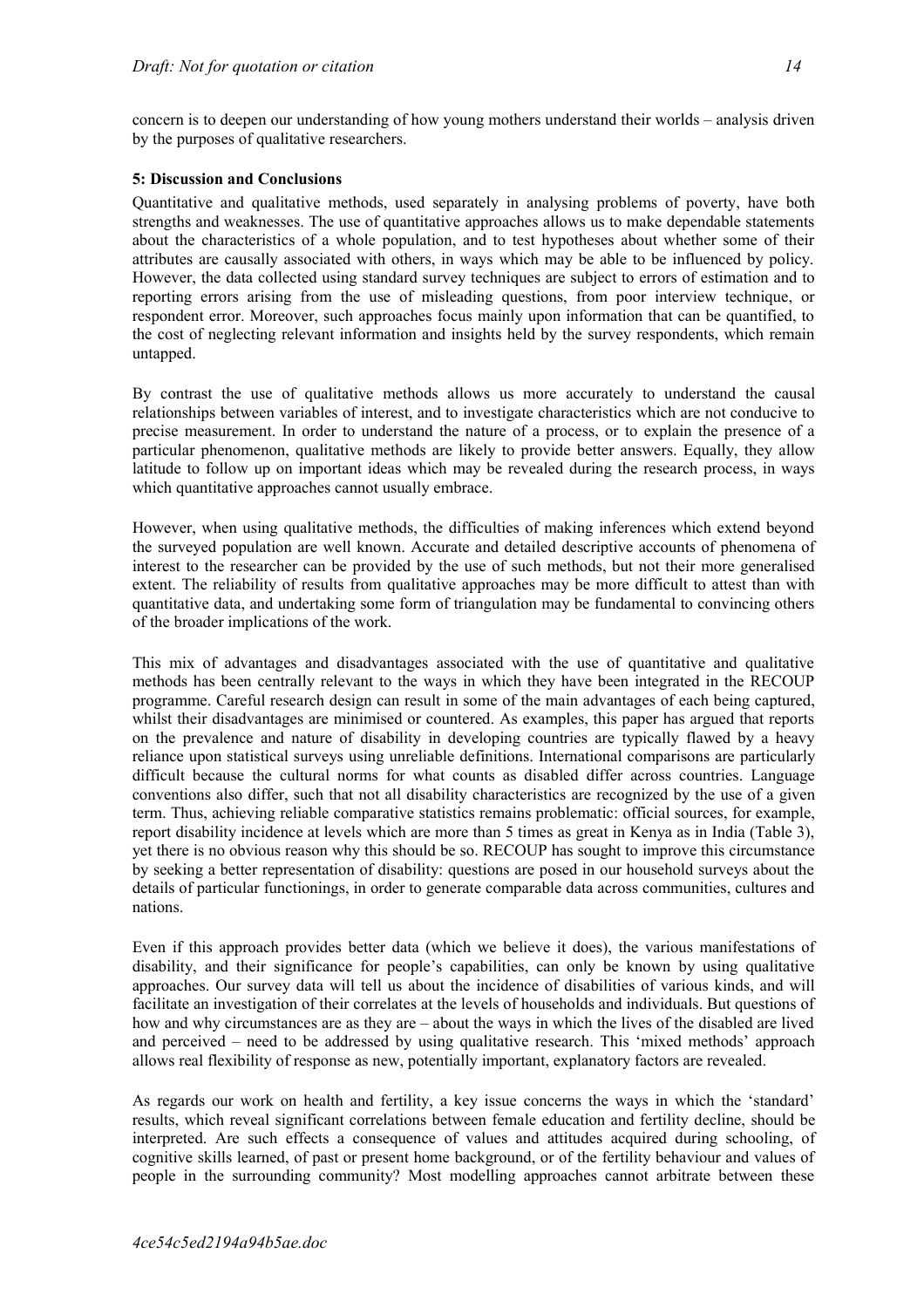concern is to deepen our understanding of how young mothers understand their worlds – analysis driven by the purposes of qualitative researchers.

**5: Discussion and Conclusions**

Quantitative and qualitative methods, used separately in analysing problems of poverty, have both strengths and weaknesses. The use of quantitative approaches allows us to make dependable statements about the characteristics of a whole population, and to test hypotheses about whether some of their attributes are causally associated with others, in ways which may be able to be influenced by policy. However, the data collected using standard survey techniques are subject to errors of estimation and to reporting errors arising from the use of misleading questions, from poor interview technique, or respondent error. Moreover, such approaches focus mainly upon information that can be quantified, to the cost of neglecting relevant information and insights held by the survey respondents, which remain untapped.

By contrast the use of qualitative methods allows us more accurately to understand the causal relationships between variables of interest, and to investigate characteristics which are not conducive to precise measurement. In order to understand the nature of a process, or to explain the presence of a particular phenomenon, qualitative methods are likely to provide better answers. Equally, they allow latitude to follow up on important ideas which may be revealed during the research process, in ways which quantitative approaches cannot usually embrace.

However, when using qualitative methods, the difficulties of making inferences which extend beyond the surveyed population are well known. Accurate and detailed descriptive accounts of phenomena of interest to the researcher can be provided by the use of such methods, but not their more generalised extent. The reliability of results from qualitative approaches may be more difficult to attest than with quantitative data, and undertaking some form of triangulation may be fundamental to convincing others of the broader implications of the work.

This mix of advantages and disadvantages associated with the use of quantitative and qualitative methods has been centrally relevant to the ways in which they have been integrated in the RECOUP programme. Careful research design can result in some of the main advantages of each being captured, whilst their disadvantages are minimised or countered. As examples, this paper has argued that reports on the prevalence and nature of disability in developing countries are typically flawed by a heavy reliance upon statistical surveys using unreliable definitions. International comparisons are particularly difficult because the cultural norms for what counts as disabled differ across countries. Language conventions also differ, such that not all disability characteristics are recognized by the use of a given term. Thus, achieving reliable comparative statistics remains problematic: official sources, for example, report disability incidence at levels which are more than 5 times as great in Kenya as in India (Table 3), yet there is no obvious reason why this should be so. RECOUP has sought to improve this circumstance by seeking a better representation of disability: questions are posed in our household surveys about the details of particular functionings, in order to generate comparable data across communities, cultures and nations.

Even if this approach provides better data (which we believe it does), the various manifestations of disability, and their significance for people's capabilities, can only be known by using qualitative approaches. Our survey data will tell us about the incidence of disabilities of various kinds, and will facilitate an investigation of their correlates at the levels of households and individuals. But questions of how and why circumstances are as they are – about the ways in which the lives of the disabled are lived and perceived – need to be addressed by using qualitative research. This 'mixed methods' approach allows real flexibility of response as new, potentially important, explanatory factors are revealed.

As regards our work on health and fertility, a key issue concerns the ways in which the 'standard' results, which reveal significant correlations between female education and fertility decline, should be interpreted. Are such effects a consequence of values and attitudes acquired during schooling, of cognitive skills learned, of past or present home background, or of the fertility behaviour and values of people in the surrounding community? Most modelling approaches cannot arbitrate between these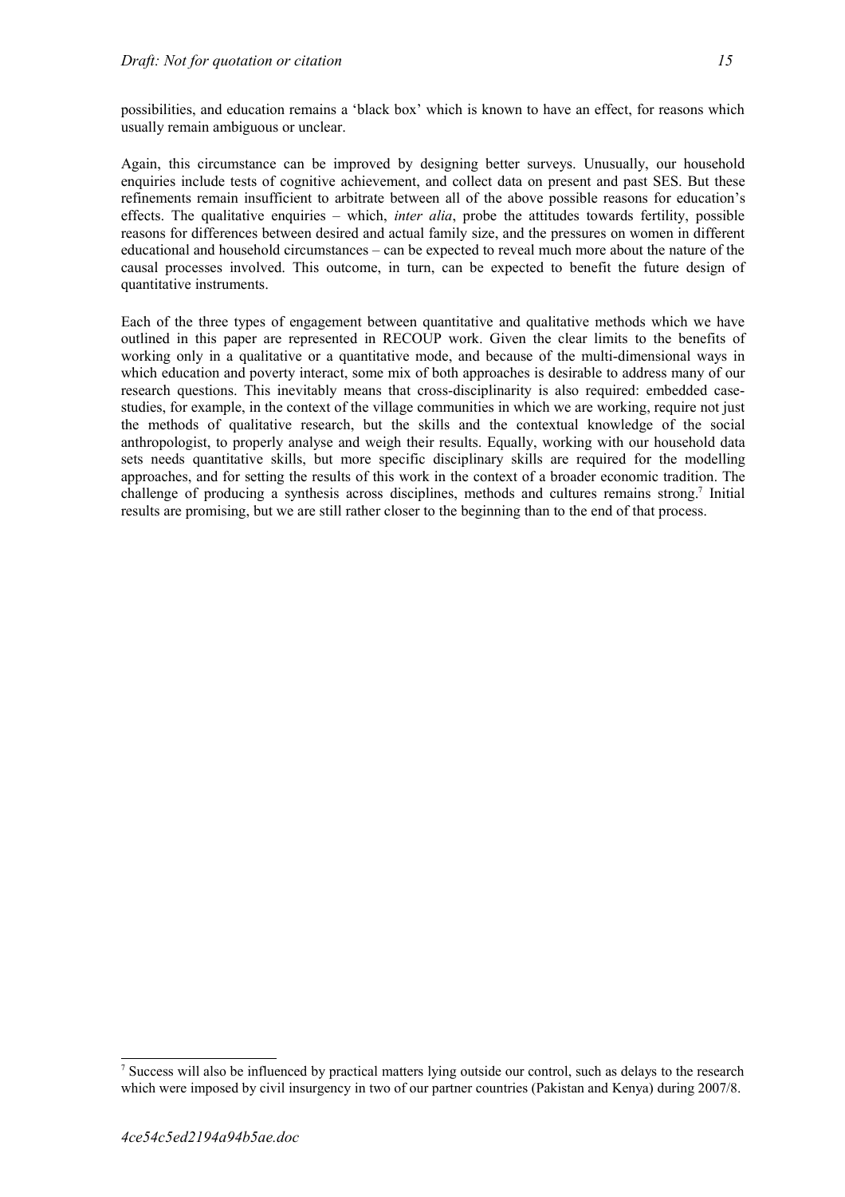possibilities, and education remains a 'black box' which is known to have an effect, for reasons which usually remain ambiguous or unclear.

Again, this circumstance can be improved by designing better surveys. Unusually, our household enquiries include tests of cognitive achievement, and collect data on present and past SES. But these refinements remain insufficient to arbitrate between all of the above possible reasons for education's effects. The qualitative enquiries – which, *inter alia*, probe the attitudes towards fertility, possible reasons for differences between desired and actual family size, and the pressures on women in different educational and household circumstances – can be expected to reveal much more about the nature of the causal processes involved. This outcome, in turn, can be expected to benefit the future design of quantitative instruments.

Each of the three types of engagement between quantitative and qualitative methods which we have outlined in this paper are represented in RECOUP work. Given the clear limits to the benefits of working only in a qualitative or a quantitative mode, and because of the multi-dimensional ways in which education and poverty interact, some mix of both approaches is desirable to address many of our research questions. This inevitably means that cross-disciplinarity is also required: embedded case-studies, for example, in the context of the village communities in which we are working, require not just the methods of qualitative research, but the skills and the contextual knowledge of the social anthropologist, to properly analyse and weigh their results. Equally, working with our household data sets needs quantitative skills, but more specific disciplinary skills are required for the modelling approaches, and for setting the results of this work in the context of a broader economic tradition. The challenge of producing a synthesis across disciplines, methods and cultures remains strong.[7] Initial results are promising, but we are still rather closer to the beginning than to the end of that process.

[7] Success will also be influenced by practical matters lying outside our control, such as delays to the research which were imposed by civil insurgency in two of our partner countries (Pakistan and Kenya) during 2007/8.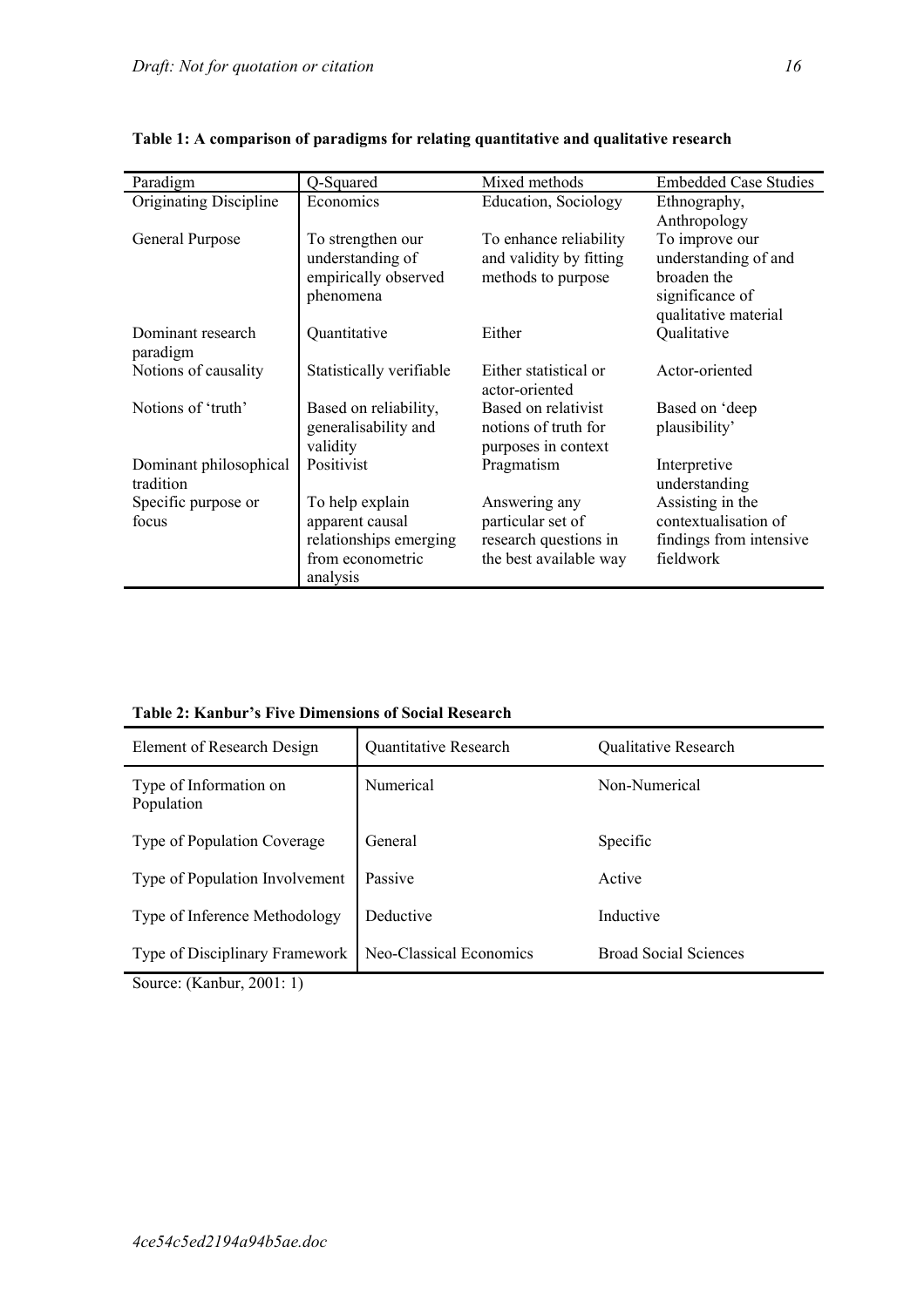**Table 1: A comparison of paradigms for relating quantitative and qualitative research**

| Paradigm | Q-Squared | Mixed methods | Embedded Case Studies |
|---|---|---|---|
| Originating Discipline | Economics | Education, Sociology | Ethnography, Anthropology |
| General Purpose | To strengthen our understanding of empirically observed phenomena | To enhance reliability and validity by fitting methods to purpose | To improve our understanding of and broaden the significance of qualitative material |
| Dominant research paradigm | Quantitative | Either | Qualitative |
| Notions of causality | Statistically verifiable | Either statistical or actor-oriented | Actor-oriented |
| Notions of 'truth' | Based on reliability, generalisability and validity | Based on relativist notions of truth for purposes in context | Based on 'deep plausibility' |
| Dominant philosophical tradition | Positivist | Pragmatism | Interpretive understanding |
| Specific purpose or focus | To help explain apparent causal relationships emerging from econometric analysis | Answering any particular set of research questions in the best available way | Assisting in the contextualisation of findings from intensive fieldwork |

**Table 2: Kanbur's Five Dimensions of Social Research**

| Element of Research Design | Quantitative Research | Qualitative Research |
|---|---|---|
| Type of Information on Population | Numerical | Non-Numerical |
| Type of Population Coverage | General | Specific |
| Type of Population Involvement | Passive | Active |
| Type of Inference Methodology | Deductive | Inductive |
| Type of Disciplinary Framework | Neo-Classical Economics | Broad Social Sciences |

Source: (Kanbur, 2001: 1)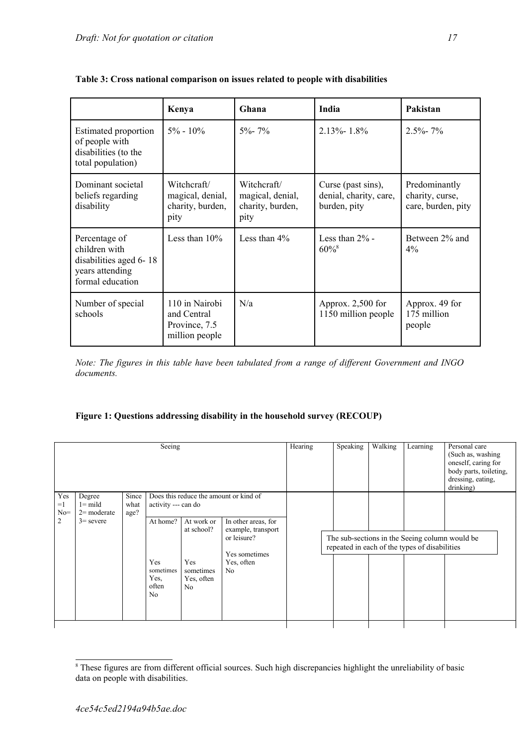**Table 3: Cross national comparison on issues related to people with disabilities**

| | Kenya | Ghana | India | Pakistan |
|---|---|---|---|---|
| Estimated proportion of people with disabilities (to the total population) | 5% - 10% | 5%- 7% | 2.13%- 1.8% | 2.5%- 7% |
| Dominant societal beliefs regarding disability | Witchcraft/ magical, denial, charity, burden, pity | Witchcraft/ magical, denial, charity, burden, pity | Curse (past sins), denial, charity, care, burden, pity | Predominantly charity, curse, care, burden, pity |
| Percentage of children with disabilities aged 6- 18 years attending formal education | Less than 10% | Less than 4% | Less than 2% - 60%[8] | Between 2% and 4% |
| Number of special schools | 110 in Nairobi and Central Province, 7.5 million people | N/a | Approx. 2,500 for 1150 million people | Approx. 49 for 175 million people |

*Note: The figures in this table have been tabulated from a range of different Government and INGO documents.*

**Figure 1: Questions addressing disability in the household survey (RECOUP)**

| Seeing | | | | | | Hearing | Speaking | Walking | Learning | Personal care (Such as, washing oneself, caring for body parts, toileting, dressing, eating, drinking) |
|---|---|---|---|---|---|---|---|---|---|---|
| Yes =1 No= 2 | Degree 1= mild 2= moderate 3= severe | Since what age? | Does this reduce the amount or kind of activity --- can do | | | | | | | |
| | | | At home? Yes sometimes Yes, often No | At work or at school? Yes sometimes Yes, often No | In other areas, for example, transport or leisure? Yes sometimes Yes, often No | | The sub-sections in the Seeing column would be repeated in each of the types of disabilities | | | |

[8] These figures are from different official sources. Such high discrepancies highlight the unreliability of basic data on people with disabilities.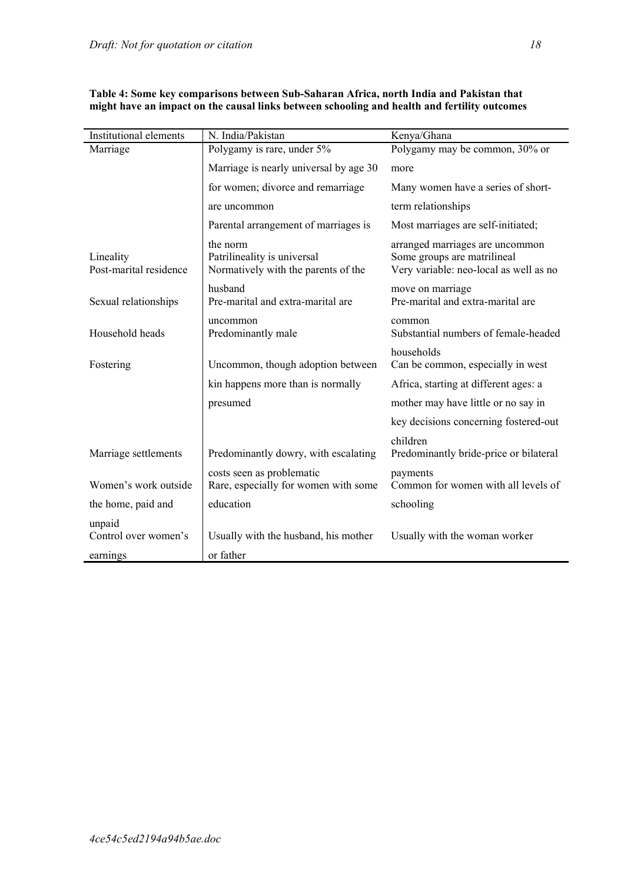**Table 4: Some key comparisons between Sub-Saharan Africa, north India and Pakistan that might have an impact on the causal links between schooling and health and fertility outcomes**

| Institutional elements | N. India/Pakistan | Kenya/Ghana |
|---|---|---|
| Marriage | Polygamy is rare, under 5%<br>Marriage is nearly universal by age 30 for women; divorce and remarriage are uncommon<br>Parental arrangement of marriages is the norm | Polygamy may be common, 30% or more<br>Many women have a series of short-term relationships<br>Most marriages are self-initiated; arranged marriages are uncommon |
| Lineality | Patrilineality is universal | Some groups are matrilineal |
| Post-marital residence | Normatively with the parents of the husband | Very variable: neo-local as well as no move on marriage |
| Sexual relationships | Pre-marital and extra-marital are uncommon | Pre-marital and extra-marital are common |
| Household heads | Predominantly male | Substantial numbers of female-headed households |
| Fostering | Uncommon, though adoption between kin happens more than is normally presumed | Can be common, especially in west Africa, starting at different ages: a mother may have little or no say in key decisions concerning fostered-out children |
| Marriage settlements | Predominantly dowry, with escalating costs seen as problematic | Predominantly bride-price or bilateral payments |
| Women's work outside the home, paid and unpaid | Rare, especially for women with some education | Common for women with all levels of schooling |
| Control over women's earnings | Usually with the husband, his mother or father | Usually with the woman worker |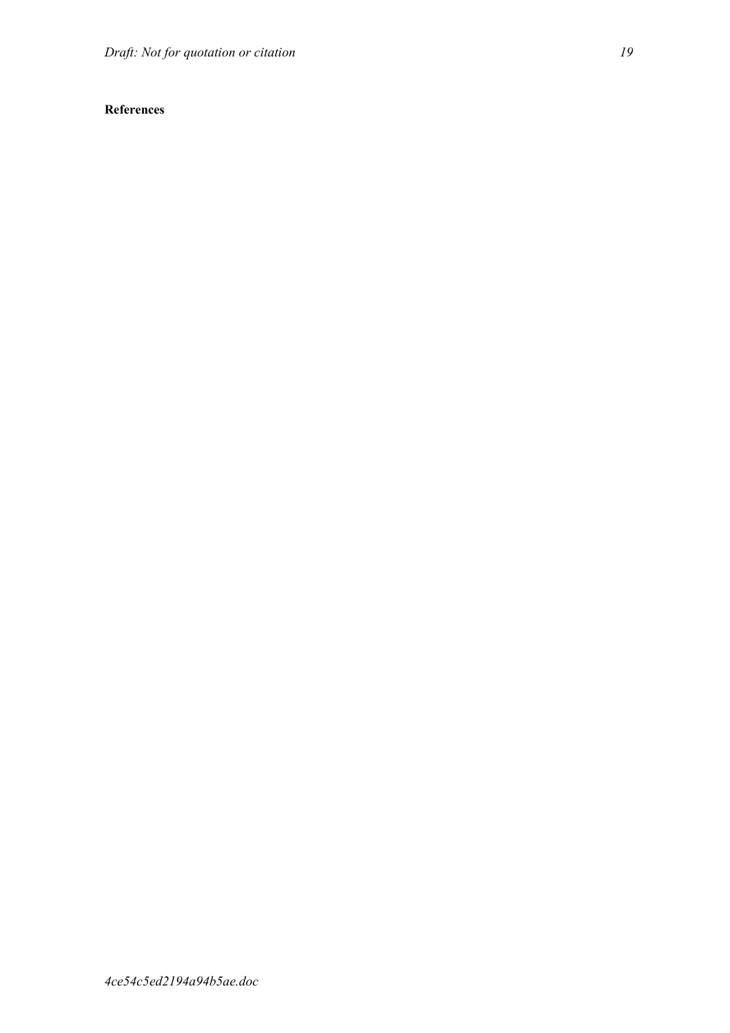**References**